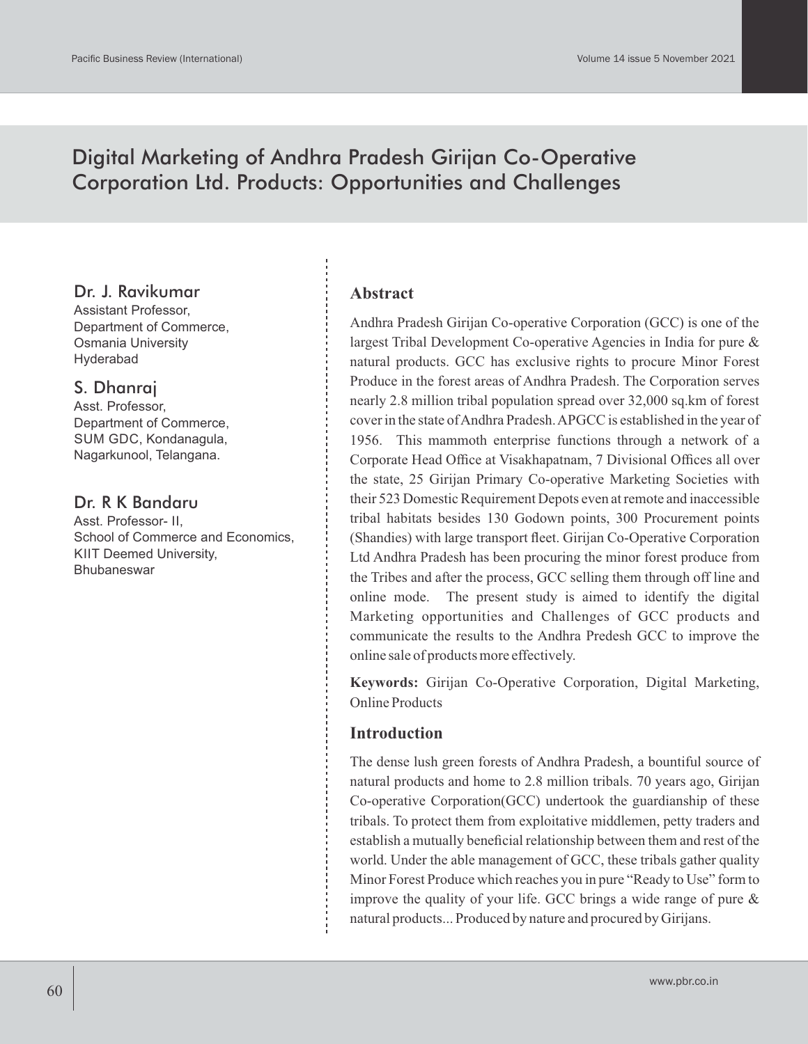# Digital Marketing of Andhra Pradesh Girijan Co-Operative Corporation Ltd. Products: Opportunities and Challenges

**Dr. J. Ravikumar**
Assistant Professor,
Department of Commerce,
Osmania University
Hyderabad

**S. Dhanraj**
Asst. Professor,
Department of Commerce,
SUM GDC, Kondanagula,
Nagarkunool, Telangana.

**Dr. R K Bandaru**
Asst. Professor- II,
School of Commerce and Economics,
KIIT Deemed University,
Bhubaneswar

## Abstract

Andhra Pradesh Girijan Co-operative Corporation (GCC) is one of the largest Tribal Development Co-operative Agencies in India for pure & natural products. GCC has exclusive rights to procure Minor Forest Produce in the forest areas of Andhra Pradesh. The Corporation serves nearly 2.8 million tribal population spread over 32,000 sq.km of forest cover in the state of Andhra Pradesh. APGCC is established in the year of 1956. This mammoth enterprise functions through a network of a Corporate Head Office at Visakhapatnam, 7 Divisional Offices all over the state, 25 Girijan Primary Co-operative Marketing Societies with their 523 Domestic Requirement Depots even at remote and inaccessible tribal habitats besides 130 Godown points, 300 Procurement points (Shandies) with large transport fleet. Girijan Co-Operative Corporation Ltd Andhra Pradesh has been procuring the minor forest produce from the Tribes and after the process, GCC selling them through off line and online mode. The present study is aimed to identify the digital Marketing opportunities and Challenges of GCC products and communicate the results to the Andhra Predesh GCC to improve the online sale of products more effectively.

**Keywords:** Girijan Co-Operative Corporation, Digital Marketing, Online Products

## Introduction

The dense lush green forests of Andhra Pradesh, a bountiful source of natural products and home to 2.8 million tribals. 70 years ago, Girijan Co-operative Corporation(GCC) undertook the guardianship of these tribals. To protect them from exploitative middlemen, petty traders and establish a mutually beneficial relationship between them and rest of the world. Under the able management of GCC, these tribals gather quality Minor Forest Produce which reaches you in pure "Ready to Use" form to improve the quality of your life. GCC brings a wide range of pure & natural products... Produced by nature and procured by Girijans.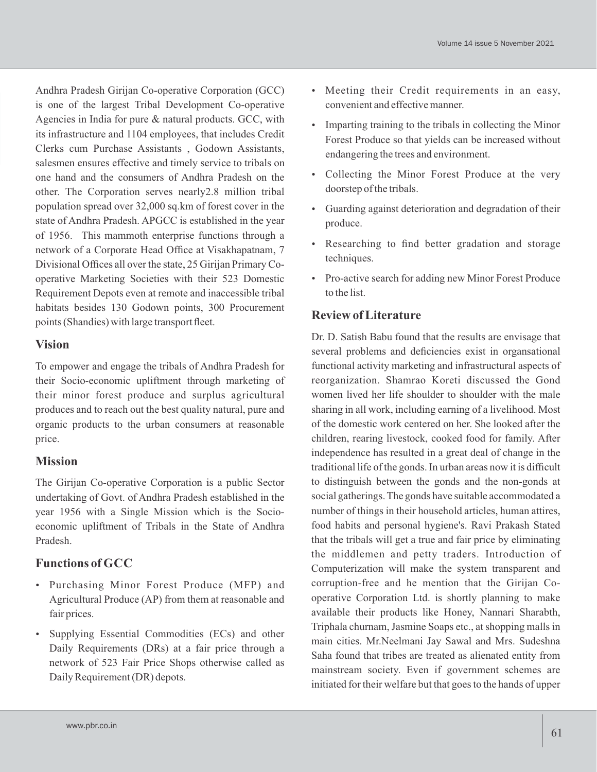Andhra Pradesh Girijan Co-operative Corporation (GCC) is one of the largest Tribal Development Co-operative Agencies in India for pure & natural products. GCC, with its infrastructure and 1104 employees, that includes Credit Clerks cum Purchase Assistants , Godown Assistants, salesmen ensures effective and timely service to tribals on one hand and the consumers of Andhra Pradesh on the other. The Corporation serves nearly2.8 million tribal population spread over 32,000 sq.km of forest cover in the state of Andhra Pradesh. APGCC is established in the year of 1956. This mammoth enterprise functions through a network of a Corporate Head Office at Visakhapatnam, 7 Divisional Offices all over the state, 25 Girijan Primary Co-operative Marketing Societies with their 523 Domestic Requirement Depots even at remote and inaccessible tribal habitats besides 130 Godown points, 300 Procurement points (Shandies) with large transport fleet.

## Vision

To empower and engage the tribals of Andhra Pradesh for their Socio-economic upliftment through marketing of their minor forest produce and surplus agricultural produces and to reach out the best quality natural, pure and organic products to the urban consumers at reasonable price.

## Mission

The Girijan Co-operative Corporation is a public Sector undertaking of Govt. of Andhra Pradesh established in the year 1956 with a Single Mission which is the Socio-economic upliftment of Tribals in the State of Andhra Pradesh.

## Functions of GCC

- Purchasing Minor Forest Produce (MFP) and Agricultural Produce (AP) from them at reasonable and fair prices.
- Supplying Essential Commodities (ECs) and other Daily Requirements (DRs) at a fair price through a network of 523 Fair Price Shops otherwise called as Daily Requirement (DR) depots.
- Meeting their Credit requirements in an easy, convenient and effective manner.
- Imparting training to the tribals in collecting the Minor Forest Produce so that yields can be increased without endangering the trees and environment.
- Collecting the Minor Forest Produce at the very doorstep of the tribals.
- Guarding against deterioration and degradation of their produce.
- Researching to find better gradation and storage techniques.
- Pro-active search for adding new Minor Forest Produce to the list.

## Review of Literature

Dr. D. Satish Babu found that the results are envisage that several problems and deficiencies exist in organsational functional activity marketing and infrastructural aspects of reorganization. Shamrao Koreti discussed the Gond women lived her life shoulder to shoulder with the male sharing in all work, including earning of a livelihood. Most of the domestic work centered on her. She looked after the children, rearing livestock, cooked food for family. After independence has resulted in a great deal of change in the traditional life of the gonds. In urban areas now it is difficult to distinguish between the gonds and the non-gonds at social gatherings. The gonds have suitable accommodated a number of things in their household articles, human attires, food habits and personal hygiene's. Ravi Prakash Stated that the tribals will get a true and fair price by eliminating the middlemen and petty traders. Introduction of Computerization will make the system transparent and corruption-free and he mention that the Girijan Co-operative Corporation Ltd. is shortly planning to make available their products like Honey, Nannari Sharabth, Triphala churnam, Jasmine Soaps etc., at shopping malls in main cities. Mr.Neelmani Jay Sawal and Mrs. Sudeshna Saha found that tribes are treated as alienated entity from mainstream society. Even if government schemes are initiated for their welfare but that goes to the hands of upper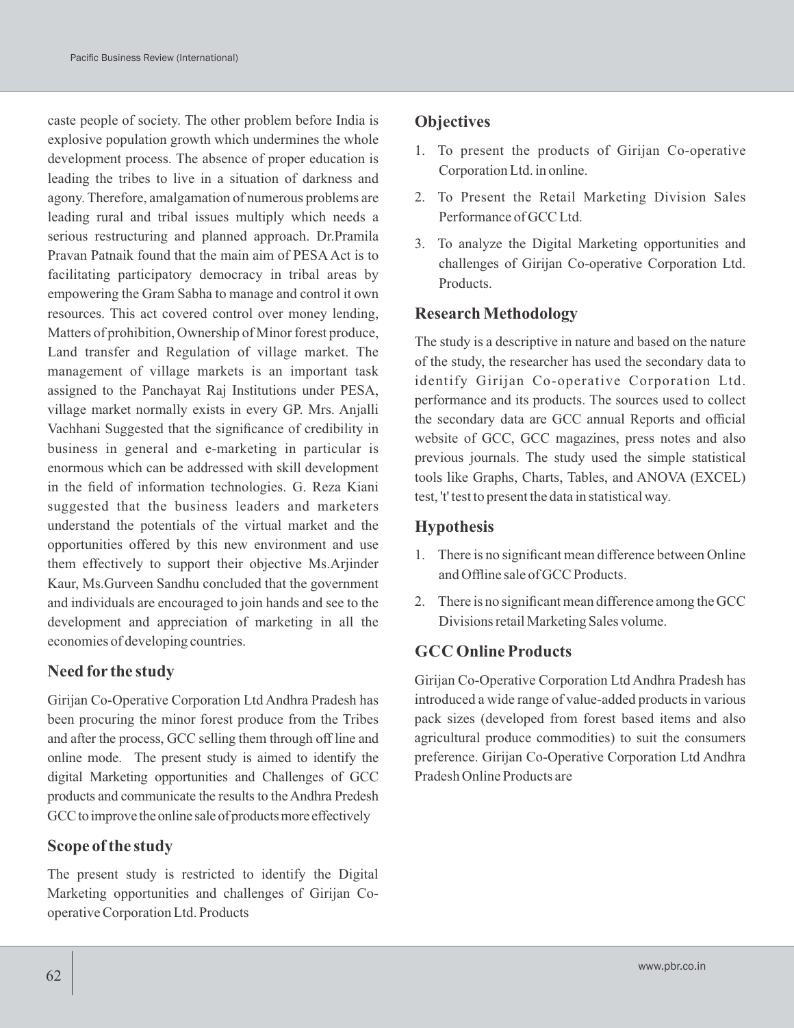caste people of society. The other problem before India is explosive population growth which undermines the whole development process. The absence of proper education is leading the tribes to live in a situation of darkness and agony. Therefore, amalgamation of numerous problems are leading rural and tribal issues multiply which needs a serious restructuring and planned approach. Dr.Pramila Pravan Patnaik found that the main aim of PESA Act is to facilitating participatory democracy in tribal areas by empowering the Gram Sabha to manage and control it own resources. This act covered control over money lending, Matters of prohibition, Ownership of Minor forest produce, Land transfer and Regulation of village market. The management of village markets is an important task assigned to the Panchayat Raj Institutions under PESA, village market normally exists in every GP. Mrs. Anjalli Vachhani Suggested that the significance of credibility in business in general and e-marketing in particular is enormous which can be addressed with skill development in the field of information technologies. G. Reza Kiani suggested that the business leaders and marketers understand the potentials of the virtual market and the opportunities offered by this new environment and use them effectively to support their objective Ms.Arjinder Kaur, Ms.Gurveen Sandhu concluded that the government and individuals are encouraged to join hands and see to the development and appreciation of marketing in all the economies of developing countries.

## Need for the study

Girijan Co-Operative Corporation Ltd Andhra Pradesh has been procuring the minor forest produce from the Tribes and after the process, GCC selling them through off line and online mode. The present study is aimed to identify the digital Marketing opportunities and Challenges of GCC products and communicate the results to the Andhra Predesh GCC to improve the online sale of products more effectively

## Scope of the study

The present study is restricted to identify the Digital Marketing opportunities and challenges of Girijan Co-operative Corporation Ltd. Products

## Objectives

1. To present the products of Girijan Co-operative Corporation Ltd. in online.
2. To Present the Retail Marketing Division Sales Performance of GCC Ltd.
3. To analyze the Digital Marketing opportunities and challenges of Girijan Co-operative Corporation Ltd. Products.

## Research Methodology

The study is a descriptive in nature and based on the nature of the study, the researcher has used the secondary data to identify Girijan Co-operative Corporation Ltd. performance and its products. The sources used to collect the secondary data are GCC annual Reports and official website of GCC, GCC magazines, press notes and also previous journals. The study used the simple statistical tools like Graphs, Charts, Tables, and ANOVA (EXCEL) test, 't' test to present the data in statistical way.

## Hypothesis

1. There is no significant mean difference between Online and Offline sale of GCC Products.
2. There is no significant mean difference among the GCC Divisions retail Marketing Sales volume.

## GCC Online Products

Girijan Co-Operative Corporation Ltd Andhra Pradesh has introduced a wide range of value-added products in various pack sizes (developed from forest based items and also agricultural produce commodities) to suit the consumers preference. Girijan Co-Operative Corporation Ltd Andhra Pradesh Online Products are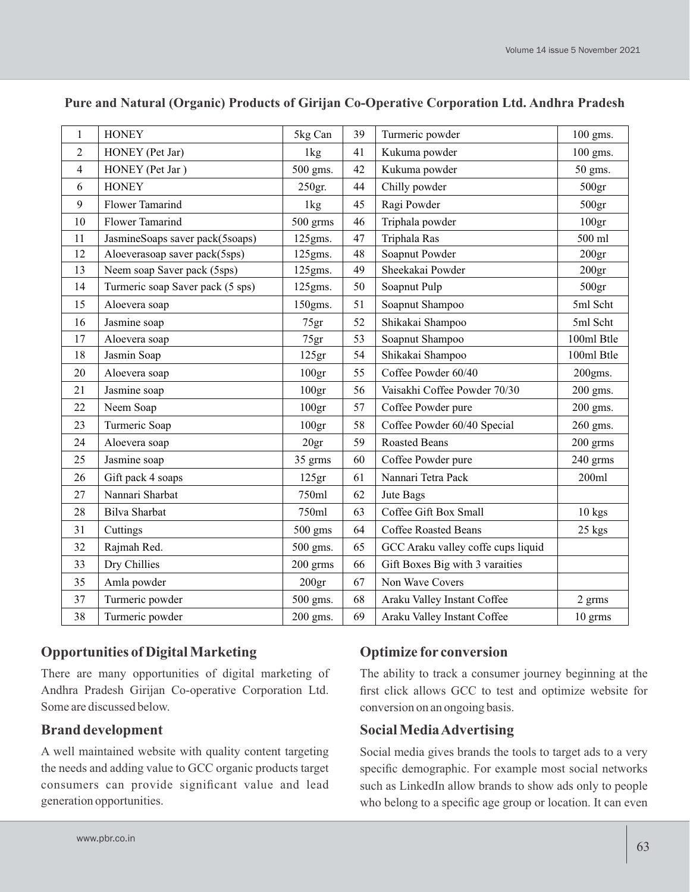**Pure and Natural (Organic) Products of Girijan Co-Operative Corporation Ltd. Andhra Pradesh**

| 1 | HONEY | 5kg Can | 39 | Turmeric powder | 100 gms. |
|---|---|---|---|---|---|
| 2 | HONEY (Pet Jar) | 1kg | 41 | Kukuma powder | 100 gms. |
| 4 | HONEY (Pet Jar ) | 500 gms. | 42 | Kukuma powder | 50 gms. |
| 6 | HONEY | 250gr. | 44 | Chilly powder | 500gr |
| 9 | Flower Tamarind | 1kg | 45 | Ragi Powder | 500gr |
| 10 | Flower Tamarind | 500 grms | 46 | Triphala powder | 100gr |
| 11 | JasmineSoaps saver pack(5soaps) | 125gms. | 47 | Triphala Ras | 500 ml |
| 12 | Aloeverasoap saver pack(5sps) | 125gms. | 48 | Soapnut Powder | 200gr |
| 13 | Neem soap Saver pack (5sps) | 125gms. | 49 | Sheekakai Powder | 200gr |
| 14 | Turmeric soap Saver pack (5 sps) | 125gms. | 50 | Soapnut Pulp | 500gr |
| 15 | Aloevera soap | 150gms. | 51 | Soapnut Shampoo | 5ml Scht |
| 16 | Jasmine soap | 75gr | 52 | Shikakai Shampoo | 5ml Scht |
| 17 | Aloevera soap | 75gr | 53 | Soapnut Shampoo | 100ml Btle |
| 18 | Jasmin Soap | 125gr | 54 | Shikakai Shampoo | 100ml Btle |
| 20 | Aloevera soap | 100gr | 55 | Coffee Powder 60/40 | 200gms. |
| 21 | Jasmine soap | 100gr | 56 | Vaisakhi Coffee Powder 70/30 | 200 gms. |
| 22 | Neem Soap | 100gr | 57 | Coffee Powder pure | 200 gms. |
| 23 | Turmeric Soap | 100gr | 58 | Coffee Powder 60/40 Special | 260 gms. |
| 24 | Aloevera soap | 20gr | 59 | Roasted Beans | 200 grms |
| 25 | Jasmine soap | 35 grms | 60 | Coffee Powder pure | 240 grms |
| 26 | Gift pack 4 soaps | 125gr | 61 | Nannari Tetra Pack | 200ml |
| 27 | Nannari Sharbat | 750ml | 62 | Jute Bags | |
| 28 | Bilva Sharbat | 750ml | 63 | Coffee Gift Box Small | 10 kgs |
| 31 | Cuttings | 500 gms | 64 | Coffee Roasted Beans | 25 kgs |
| 32 | Rajmah Red. | 500 gms. | 65 | GCC Araku valley coffe cups liquid | |
| 33 | Dry Chillies | 200 grms | 66 | Gift Boxes Big with 3 varaities | |
| 35 | Amla powder | 200gr | 67 | Non Wave Covers | |
| 37 | Turmeric powder | 500 gms. | 68 | Araku Valley Instant Coffee | 2 grms |
| 38 | Turmeric powder | 200 gms. | 69 | Araku Valley Instant Coffee | 10 grms |

## Opportunities of Digital Marketing

There are many opportunities of digital marketing of Andhra Pradesh Girijan Co-operative Corporation Ltd. Some are discussed below.

### Brand development

A well maintained website with quality content targeting the needs and adding value to GCC organic products target consumers can provide significant value and lead generation opportunities.

### Optimize for conversion

The ability to track a consumer journey beginning at the first click allows GCC to test and optimize website for conversion on an ongoing basis.

### Social Media Advertising

Social media gives brands the tools to target ads to a very specific demographic. For example most social networks such as LinkedIn allow brands to show ads only to people who belong to a specific age group or location. It can even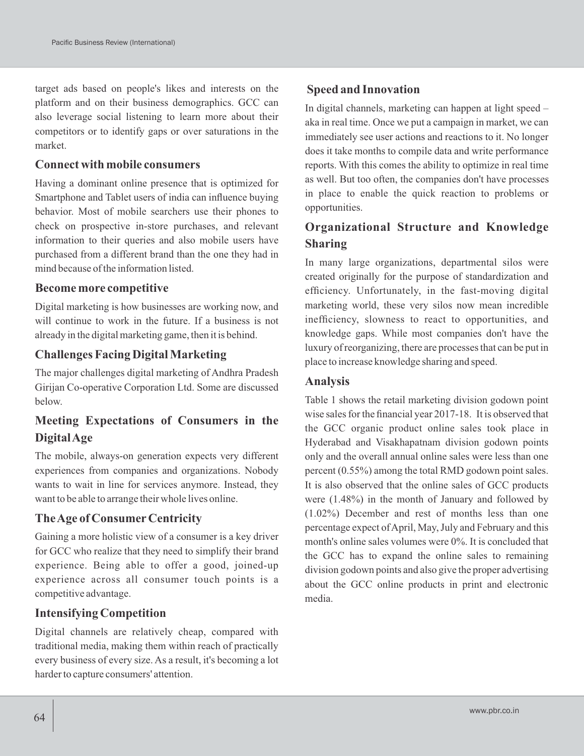target ads based on people's likes and interests on the platform and on their business demographics. GCC can also leverage social listening to learn more about their competitors or to identify gaps or over saturations in the market.

## Connect with mobile consumers

Having a dominant online presence that is optimized for Smartphone and Tablet users of india can influence buying behavior. Most of mobile searchers use their phones to check on prospective in-store purchases, and relevant information to their queries and also mobile users have purchased from a different brand than the one they had in mind because of the information listed.

## Become more competitive

Digital marketing is how businesses are working now, and will continue to work in the future. If a business is not already in the digital marketing game, then it is behind.

## Challenges Facing Digital Marketing

The major challenges digital marketing of Andhra Pradesh Girijan Co-operative Corporation Ltd. Some are discussed below.

## Meeting Expectations of Consumers in the Digital Age

The mobile, always-on generation expects very different experiences from companies and organizations. Nobody wants to wait in line for services anymore. Instead, they want to be able to arrange their whole lives online.

## The Age of Consumer Centricity

Gaining a more holistic view of a consumer is a key driver for GCC who realize that they need to simplify their brand experience. Being able to offer a good, joined-up experience across all consumer touch points is a competitive advantage.

## Intensifying Competition

Digital channels are relatively cheap, compared with traditional media, making them within reach of practically every business of every size. As a result, it's becoming a lot harder to capture consumers' attention.

## Speed and Innovation

In digital channels, marketing can happen at light speed – aka in real time. Once we put a campaign in market, we can immediately see user actions and reactions to it. No longer does it take months to compile data and write performance reports. With this comes the ability to optimize in real time as well. But too often, the companies don't have processes in place to enable the quick reaction to problems or opportunities.

## Organizational Structure and Knowledge Sharing

In many large organizations, departmental silos were created originally for the purpose of standardization and efficiency. Unfortunately, in the fast-moving digital marketing world, these very silos now mean incredible inefficiency, slowness to react to opportunities, and knowledge gaps. While most companies don't have the luxury of reorganizing, there are processes that can be put in place to increase knowledge sharing and speed.

## Analysis

Table 1 shows the retail marketing division godown point wise sales for the financial year 2017-18. It is observed that the GCC organic product online sales took place in Hyderabad and Visakhapatnam division godown points only and the overall annual online sales were less than one percent (0.55%) among the total RMD godown point sales. It is also observed that the online sales of GCC products were (1.48%) in the month of January and followed by (1.02%) December and rest of months less than one percentage expect of April, May, July and February and this month's online sales volumes were 0%. It is concluded that the GCC has to expand the online sales to remaining division godown points and also give the proper advertising about the GCC online products in print and electronic media.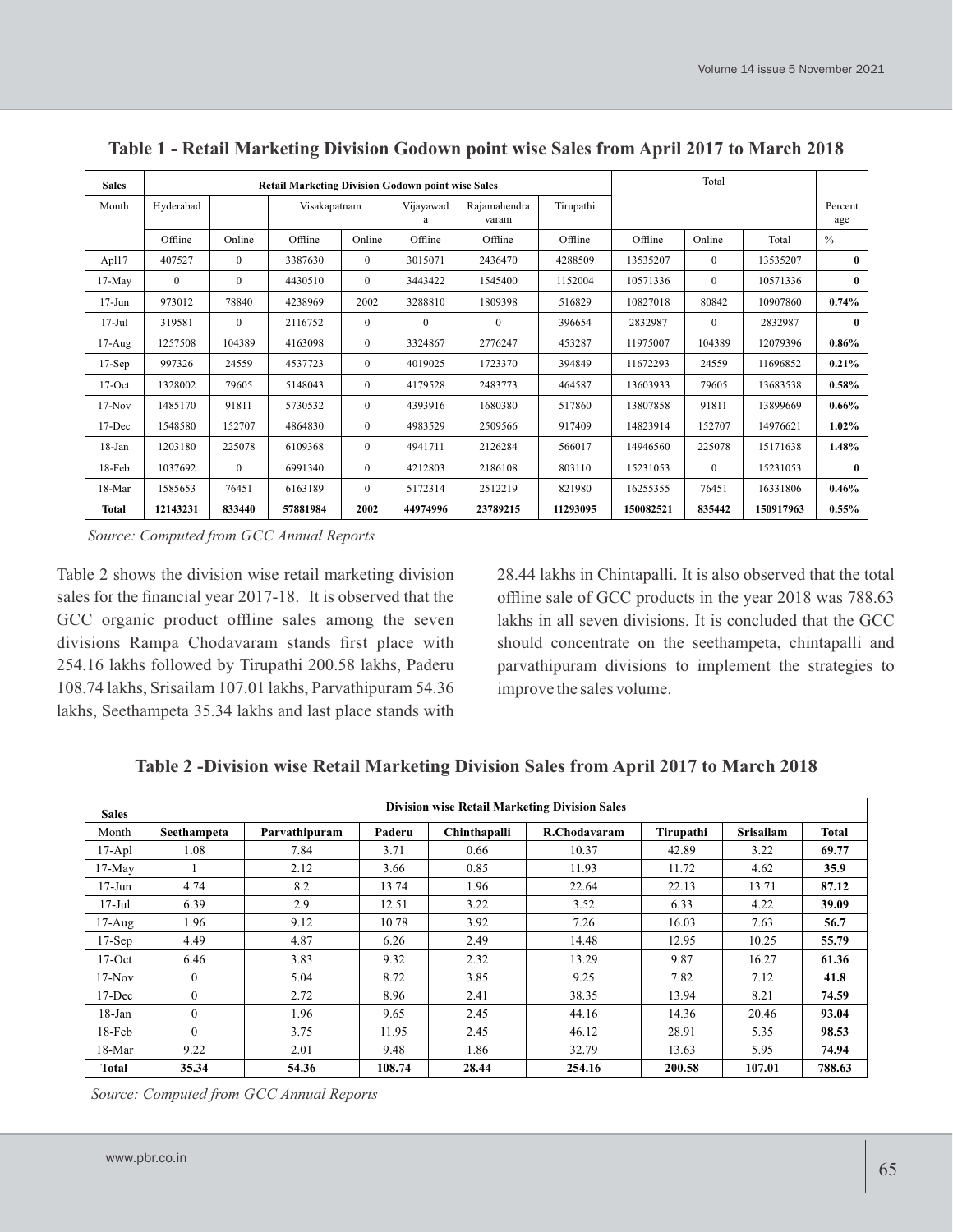**Table 1 - Retail Marketing Division Godown point wise Sales from April 2017 to March 2018**

| Sales | Retail Marketing Division Godown point wise Sales | | | | | | | Total | | | |
|---|---|---|---|---|---|---|---|---|---|---|---|
| Month | Hyderabad | | Visakapatnam | | Vijayawada | Rajamahendra varam | Tirupathi | | | | Percentage |
| | Offline | Online | Offline | Online | Offline | Offline | Offline | Offline | Online | Total | % |
| Apl17 | 407527 | 0 | 3387630 | 0 | 3015071 | 2436470 | 4288509 | 13535207 | 0 | 13535207 | **0** |
| 17-May | 0 | 0 | 4430510 | 0 | 3443422 | 1545400 | 1152004 | 10571336 | 0 | 10571336 | **0** |
| 17-Jun | 973012 | 78840 | 4238969 | 2002 | 3288810 | 1809398 | 516829 | 10827018 | 80842 | 10907860 | **0.74%** |
| 17-Jul | 319581 | 0 | 2116752 | 0 | 0 | 0 | 396654 | 2832987 | 0 | 2832987 | **0** |
| 17-Aug | 1257508 | 104389 | 4163098 | 0 | 3324867 | 2776247 | 453287 | 11975007 | 104389 | 12079396 | **0.86%** |
| 17-Sep | 997326 | 24559 | 4537723 | 0 | 4019025 | 1723370 | 394849 | 11672293 | 24559 | 11696852 | **0.21%** |
| 17-Oct | 1328002 | 79605 | 5148043 | 0 | 4179528 | 2483773 | 464587 | 13603933 | 79605 | 13683538 | **0.58%** |
| 17-Nov | 1485170 | 91811 | 5730532 | 0 | 4393916 | 1680380 | 517860 | 13807858 | 91811 | 13899669 | **0.66%** |
| 17-Dec | 1548580 | 152707 | 4864830 | 0 | 4983529 | 2509566 | 917409 | 14823914 | 152707 | 14976621 | **1.02%** |
| 18-Jan | 1203180 | 225078 | 6109368 | 0 | 4941711 | 2126284 | 566017 | 14946560 | 225078 | 15171638 | **1.48%** |
| 18-Feb | 1037692 | 0 | 6991340 | 0 | 4212803 | 2186108 | 803110 | 15231053 | 0 | 15231053 | **0** |
| 18-Mar | 1585653 | 76451 | 6163189 | 0 | 5172314 | 2512219 | 821980 | 16255355 | 76451 | 16331806 | **0.46%** |
| **Total** | **12143231** | **833440** | **57881984** | **2002** | **44974996** | **23789215** | **11293095** | **150082521** | **835442** | **150917963** | **0.55%** |

*Source: Computed from GCC Annual Reports*

Table 2 shows the division wise retail marketing division sales for the financial year 2017-18. It is observed that the GCC organic product offline sales among the seven divisions Rampa Chodavaram stands first place with 254.16 lakhs followed by Tirupathi 200.58 lakhs, Paderu 108.74 lakhs, Srisailam 107.01 lakhs, Parvathipuram 54.36 lakhs, Seethampeta 35.34 lakhs and last place stands with 28.44 lakhs in Chintapalli. It is also observed that the total offline sale of GCC products in the year 2018 was 788.63 lakhs in all seven divisions. It is concluded that the GCC should concentrate on the seethampeta, chintapalli and parvathipuram divisions to implement the strategies to improve the sales volume.

**Table 2 -Division wise Retail Marketing Division Sales from April 2017 to March 2018**

| Sales | Division wise Retail Marketing Division Sales | | | | | | | |
|---|---|---|---|---|---|---|---|---|
| Month | **Seethampeta** | **Parvathipuram** | **Paderu** | **Chinthapalli** | **R.Chodavaram** | **Tirupathi** | **Srisailam** | **Total** |
| 17-Apl | 1.08 | 7.84 | 3.71 | 0.66 | 10.37 | 42.89 | 3.22 | **69.77** |
| 17-May | 1 | 2.12 | 3.66 | 0.85 | 11.93 | 11.72 | 4.62 | **35.9** |
| 17-Jun | 4.74 | 8.2 | 13.74 | 1.96 | 22.64 | 22.13 | 13.71 | **87.12** |
| 17-Jul | 6.39 | 2.9 | 12.51 | 3.22 | 3.52 | 6.33 | 4.22 | **39.09** |
| 17-Aug | 1.96 | 9.12 | 10.78 | 3.92 | 7.26 | 16.03 | 7.63 | **56.7** |
| 17-Sep | 4.49 | 4.87 | 6.26 | 2.49 | 14.48 | 12.95 | 10.25 | **55.79** |
| 17-Oct | 6.46 | 3.83 | 9.32 | 2.32 | 13.29 | 9.87 | 16.27 | **61.36** |
| 17-Nov | 0 | 5.04 | 8.72 | 3.85 | 9.25 | 7.82 | 7.12 | **41.8** |
| 17-Dec | 0 | 2.72 | 8.96 | 2.41 | 38.35 | 13.94 | 8.21 | **74.59** |
| 18-Jan | 0 | 1.96 | 9.65 | 2.45 | 44.16 | 14.36 | 20.46 | **93.04** |
| 18-Feb | 0 | 3.75 | 11.95 | 2.45 | 46.12 | 28.91 | 5.35 | **98.53** |
| 18-Mar | 9.22 | 2.01 | 9.48 | 1.86 | 32.79 | 13.63 | 5.95 | **74.94** |
| **Total** | **35.34** | **54.36** | **108.74** | **28.44** | **254.16** | **200.58** | **107.01** | **788.63** |

*Source: Computed from GCC Annual Reports*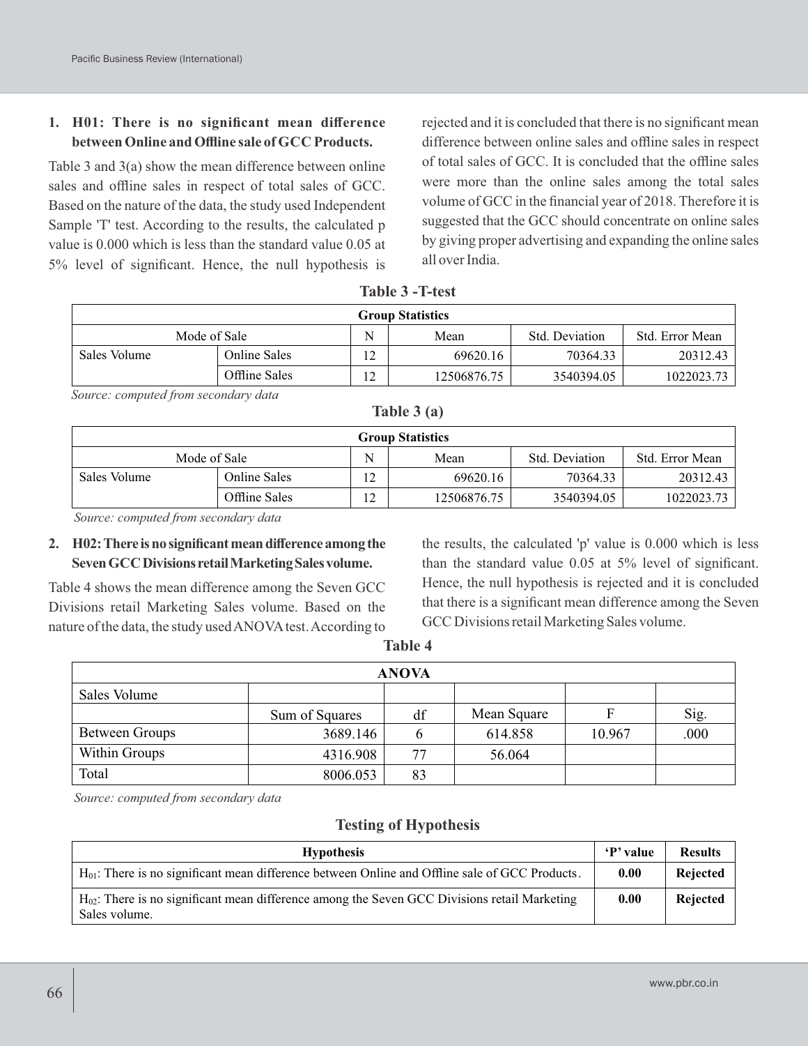1. **H01: There is no significant mean difference between Online and Offline sale of GCC Products.**

Table 3 and 3(a) show the mean difference between online sales and offline sales in respect of total sales of GCC. Based on the nature of the data, the study used Independent Sample 'T' test. According to the results, the calculated p value is 0.000 which is less than the standard value 0.05 at 5% level of significant. Hence, the null hypothesis is rejected and it is concluded that there is no significant mean difference between online sales and offline sales in respect of total sales of GCC. It is concluded that the offline sales were more than the online sales among the total sales volume of GCC in the financial year of 2018. Therefore it is suggested that the GCC should concentrate on online sales by giving proper advertising and expanding the online sales all over India.

**Table 3 -T-test**

| Group Statistics | | | | | |
|---|---|---|---|---|---|
| Mode of Sale | | N | Mean | Std. Deviation | Std. Error Mean |
| Sales Volume | Online Sales | 12 | 69620.16 | 70364.33 | 20312.43 |
| | Offline Sales | 12 | 12506876.75 | 3540394.05 | 1022023.73 |

*Source: computed from secondary data*

**Table 3 (a)**

| Group Statistics | | | | | |
|---|---|---|---|---|---|
| Mode of Sale | | N | Mean | Std. Deviation | Std. Error Mean |
| Sales Volume | Online Sales | 12 | 69620.16 | 70364.33 | 20312.43 |
| | Offline Sales | 12 | 12506876.75 | 3540394.05 | 1022023.73 |

*Source: computed from secondary data*

2. **H02: There is no significant mean difference among the Seven GCC Divisions retail Marketing Sales volume.**

Table 4 shows the mean difference among the Seven GCC Divisions retail Marketing Sales volume. Based on the nature of the data, the study used ANOVA test. According to the results, the calculated 'p' value is 0.000 which is less than the standard value 0.05 at 5% level of significant. Hence, the null hypothesis is rejected and it is concluded that there is a significant mean difference among the Seven GCC Divisions retail Marketing Sales volume.

**Table 4**

| ANOVA | | | | | |
|---|---|---|---|---|---|
| Sales Volume | | | | | |
| | Sum of Squares | df | Mean Square | F | Sig. |
| Between Groups | 3689.146 | 6 | 614.858 | 10.967 | .000 |
| Within Groups | 4316.908 | 77 | 56.064 | | |
| Total | 8006.053 | 83 | | | |

*Source: computed from secondary data*

### Testing of Hypothesis

| Hypothesis | 'P' value | Results |
|---|---|---|
| $H_{01}$: There is no significant mean difference between Online and Offline sale of GCC Products. | **0.00** | **Rejected** |
| $H_{02}$: There is no significant mean difference among the Seven GCC Divisions retail Marketing Sales volume. | **0.00** | **Rejected** |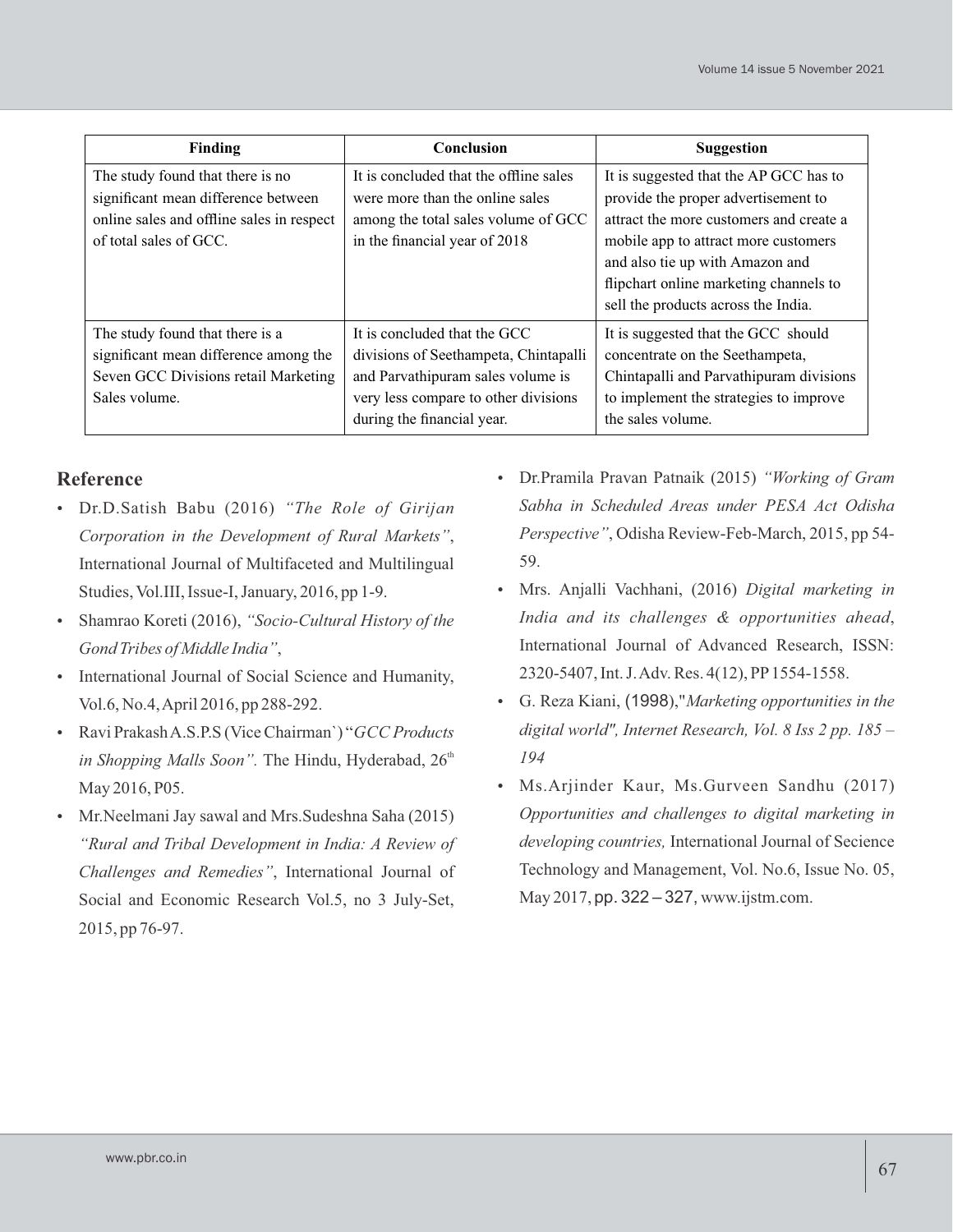| Finding | Conclusion | Suggestion |
| --- | --- | --- |
| The study found that there is no significant mean difference between online sales and offline sales in respect of total sales of GCC. | It is concluded that the offline sales were more than the online sales among the total sales volume of GCC in the financial year of 2018 | It is suggested that the AP GCC has to provide the proper advertisement to attract the more customers and create a mobile app to attract more customers and also tie up with Amazon and flipchart online marketing channels to sell the products across the India. |
| The study found that there is a significant mean difference among the Seven GCC Divisions retail Marketing Sales volume. | It is concluded that the GCC divisions of Seethampeta, Chintapalli and Parvathipuram sales volume is very less compare to other divisions during the financial year. | It is suggested that the GCC should concentrate on the Seethampeta, Chintapalli and Parvathipuram divisions to implement the strategies to improve the sales volume. |

## Reference

- Dr.D.Satish Babu (2016) *"The Role of Girijan Corporation in the Development of Rural Markets"*, International Journal of Multifaceted and Multilingual Studies, Vol.III, Issue-I, January, 2016, pp 1-9.
- Shamrao Koreti (2016), *"Socio-Cultural History of the Gond Tribes of Middle India"*,
- International Journal of Social Science and Humanity, Vol.6, No.4, April 2016, pp 288-292.
- Ravi Prakash A.S.P.S (Vice Chairman`) "*GCC Products in Shopping Malls Soon".* The Hindu, Hyderabad, 26th May 2016, P05.
- Mr.Neelmani Jay sawal and Mrs.Sudeshna Saha (2015) *"Rural and Tribal Development in India: A Review of Challenges and Remedies"*, International Journal of Social and Economic Research Vol.5, no 3 July-Set, 2015, pp 76-97.
- Dr.Pramila Pravan Patnaik (2015) *"Working of Gram Sabha in Scheduled Areas under PESA Act Odisha Perspective"*, Odisha Review-Feb-March, 2015, pp 54-59.
- Mrs. Anjalli Vachhani, (2016) *Digital marketing in India and its challenges & opportunities ahead*, International Journal of Advanced Research, ISSN: 2320-5407, Int. J. Adv. Res. 4(12), PP 1554-1558.
- G. Reza Kiani, (1998),"*Marketing opportunities in the digital world", Internet Research, Vol. 8 Iss 2 pp. 185 – 194*
- Ms.Arjinder Kaur, Ms.Gurveen Sandhu (2017) *Opportunities and challenges to digital marketing in developing countries,* International Journal of Secience Technology and Management, Vol. No.6, Issue No. 05, May 2017, pp. 322 – 327, www.ijstm.com.